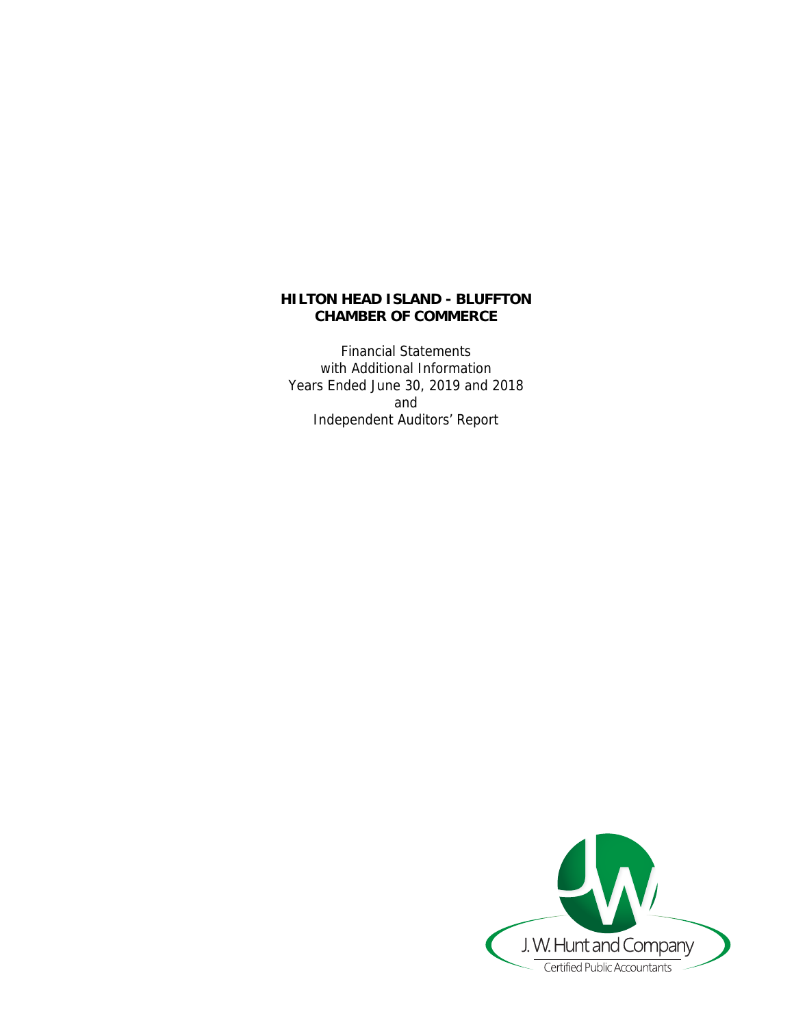# HILTON HEAD ISLAND - BLUFFTON CHAMBER OF COMMERCE

Financial Statements
with Additional Information
Years Ended June 30, 2019 and 2018
and
Independent Auditors' Report

J. W. Hunt and Company
Certified Public Accountants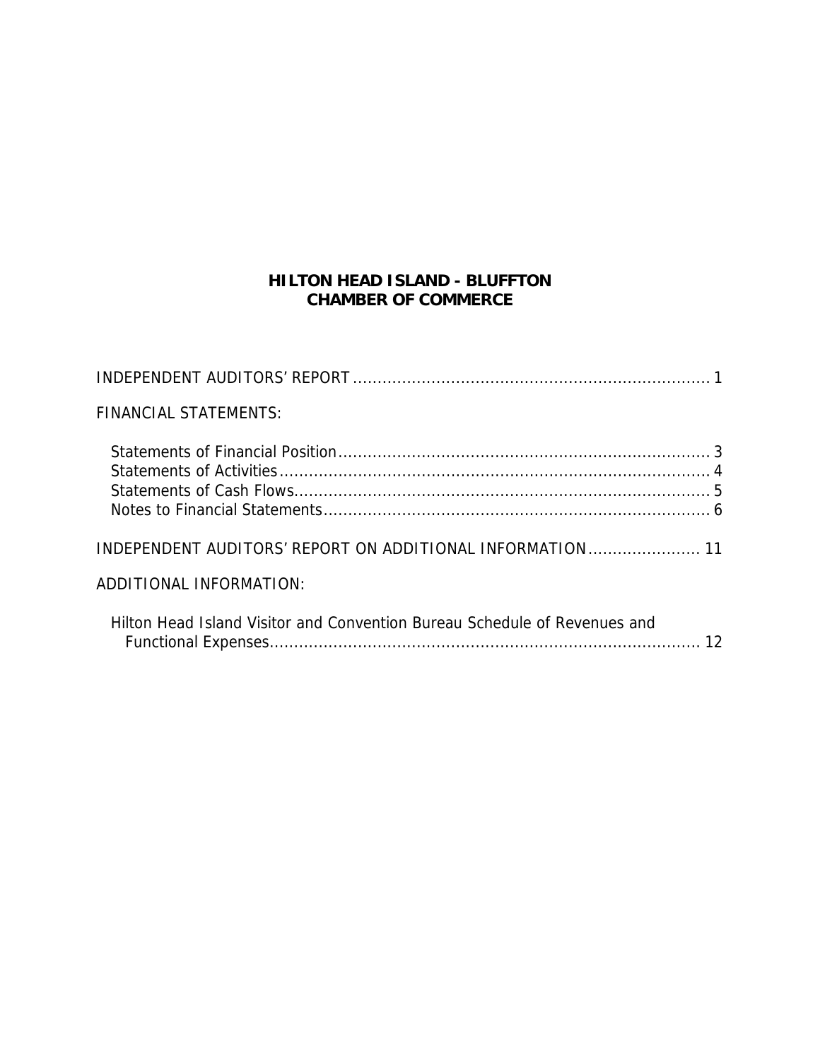# HILTON HEAD ISLAND - BLUFFTON CHAMBER OF COMMERCE

INDEPENDENT AUDITORS' REPORT ........................................................................ 1

FINANCIAL STATEMENTS:

- Statements of Financial Position ........................................................................... 3
- Statements of Activities ....................................................................................... 4
- Statements of Cash Flows ..................................................................................... 5
- Notes to Financial Statements ............................................................................... 6

INDEPENDENT AUDITORS' REPORT ON ADDITIONAL INFORMATION ....................... 11

ADDITIONAL INFORMATION:

- Hilton Head Island Visitor and Convention Bureau Schedule of Revenues and Functional Expenses ........................................................................................ 12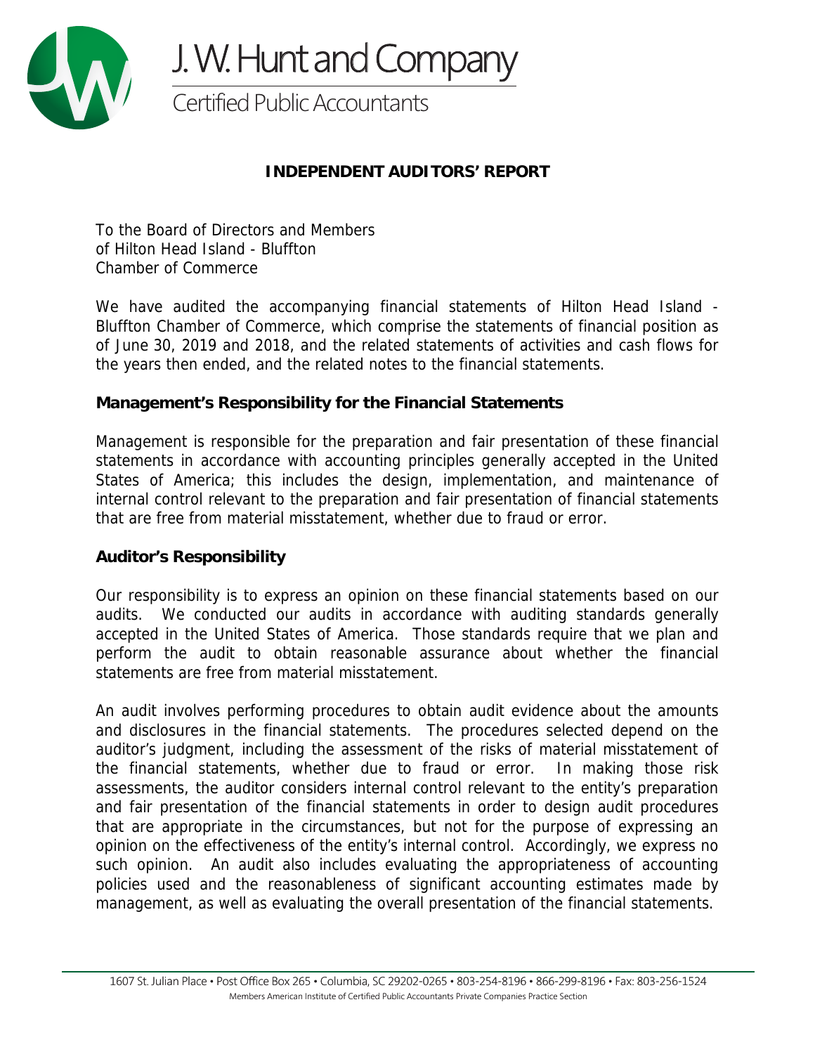# J. W. Hunt and Company

Certified Public Accountants

## INDEPENDENT AUDITORS' REPORT

To the Board of Directors and Members
of Hilton Head Island - Bluffton
Chamber of Commerce

We have audited the accompanying financial statements of Hilton Head Island - Bluffton Chamber of Commerce, which comprise the statements of financial position as of June 30, 2019 and 2018, and the related statements of activities and cash flows for the years then ended, and the related notes to the financial statements.

### Management's Responsibility for the Financial Statements

Management is responsible for the preparation and fair presentation of these financial statements in accordance with accounting principles generally accepted in the United States of America; this includes the design, implementation, and maintenance of internal control relevant to the preparation and fair presentation of financial statements that are free from material misstatement, whether due to fraud or error.

### Auditor's Responsibility

Our responsibility is to express an opinion on these financial statements based on our audits. We conducted our audits in accordance with auditing standards generally accepted in the United States of America. Those standards require that we plan and perform the audit to obtain reasonable assurance about whether the financial statements are free from material misstatement.

An audit involves performing procedures to obtain audit evidence about the amounts and disclosures in the financial statements. The procedures selected depend on the auditor's judgment, including the assessment of the risks of material misstatement of the financial statements, whether due to fraud or error. In making those risk assessments, the auditor considers internal control relevant to the entity's preparation and fair presentation of the financial statements in order to design audit procedures that are appropriate in the circumstances, but not for the purpose of expressing an opinion on the effectiveness of the entity's internal control. Accordingly, we express no such opinion. An audit also includes evaluating the appropriateness of accounting policies used and the reasonableness of significant accounting estimates made by management, as well as evaluating the overall presentation of the financial statements.

1607 St. Julian Place • Post Office Box 265 • Columbia, SC 29202-0265 • 803-254-8196 • 866-299-8196 • Fax: 803-256-1524
Members American Institute of Certified Public Accountants Private Companies Practice Section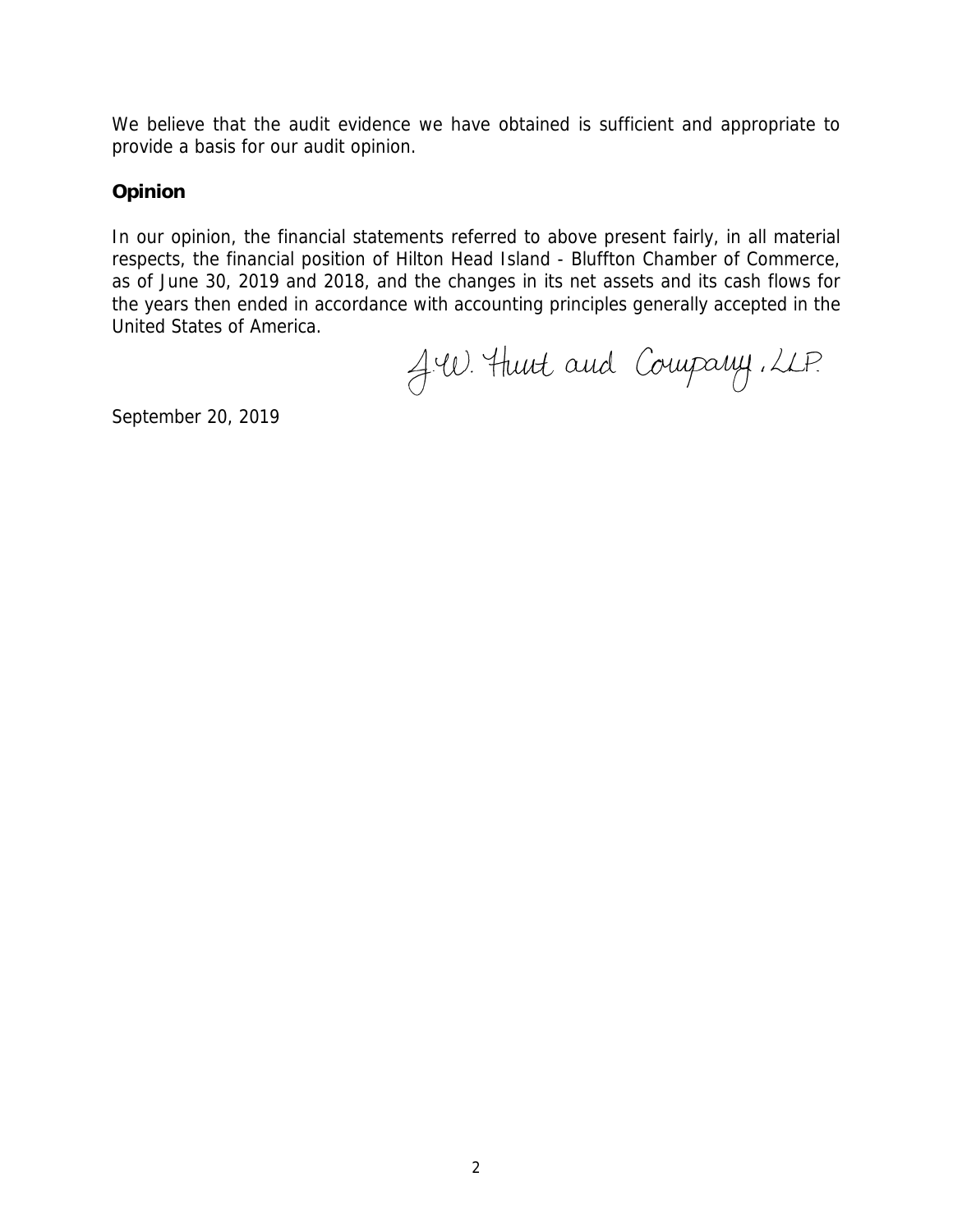We believe that the audit evidence we have obtained is sufficient and appropriate to provide a basis for our audit opinion.

## Opinion

In our opinion, the financial statements referred to above present fairly, in all material respects, the financial position of Hilton Head Island - Bluffton Chamber of Commerce, as of June 30, 2019 and 2018, and the changes in its net assets and its cash flows for the years then ended in accordance with accounting principles generally accepted in the United States of America.

J.W. Hunt and Company, LLP.

September 20, 2019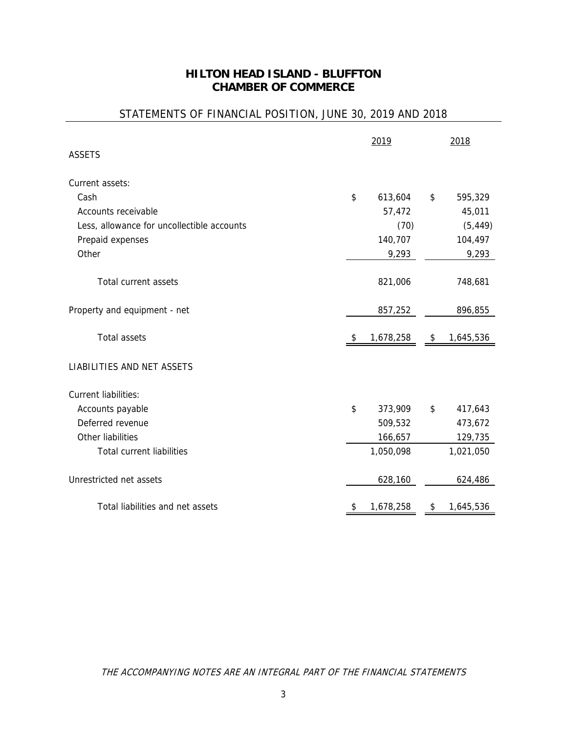# HILTON HEAD ISLAND - BLUFFTON
# CHAMBER OF COMMERCE

## STATEMENTS OF FINANCIAL POSITION, JUNE 30, 2019 AND 2018

| | 2019 | 2018 |
|---|---|---|
| ASSETS | | |
| Current assets: | | |
| Cash | $ 613,604 | $ 595,329 |
| Accounts receivable | 57,472 | 45,011 |
| Less, allowance for uncollectible accounts | (70) | (5,449) |
| Prepaid expenses | 140,707 | 104,497 |
| Other | 9,293 | 9,293 |
| Total current assets | 821,006 | 748,681 |
| Property and equipment - net | 857,252 | 896,855 |
| Total assets | $ 1,678,258 | $ 1,645,536 |
| LIABILITIES AND NET ASSETS | | |
| Current liabilities: | | |
| Accounts payable | $ 373,909 | $ 417,643 |
| Deferred revenue | 509,532 | 473,672 |
| Other liabilities | 166,657 | 129,735 |
| Total current liabilities | 1,050,098 | 1,021,050 |
| Unrestricted net assets | 628,160 | 624,486 |
| Total liabilities and net assets | $ 1,678,258 | $ 1,645,536 |

*THE ACCOMPANYING NOTES ARE AN INTEGRAL PART OF THE FINANCIAL STATEMENTS*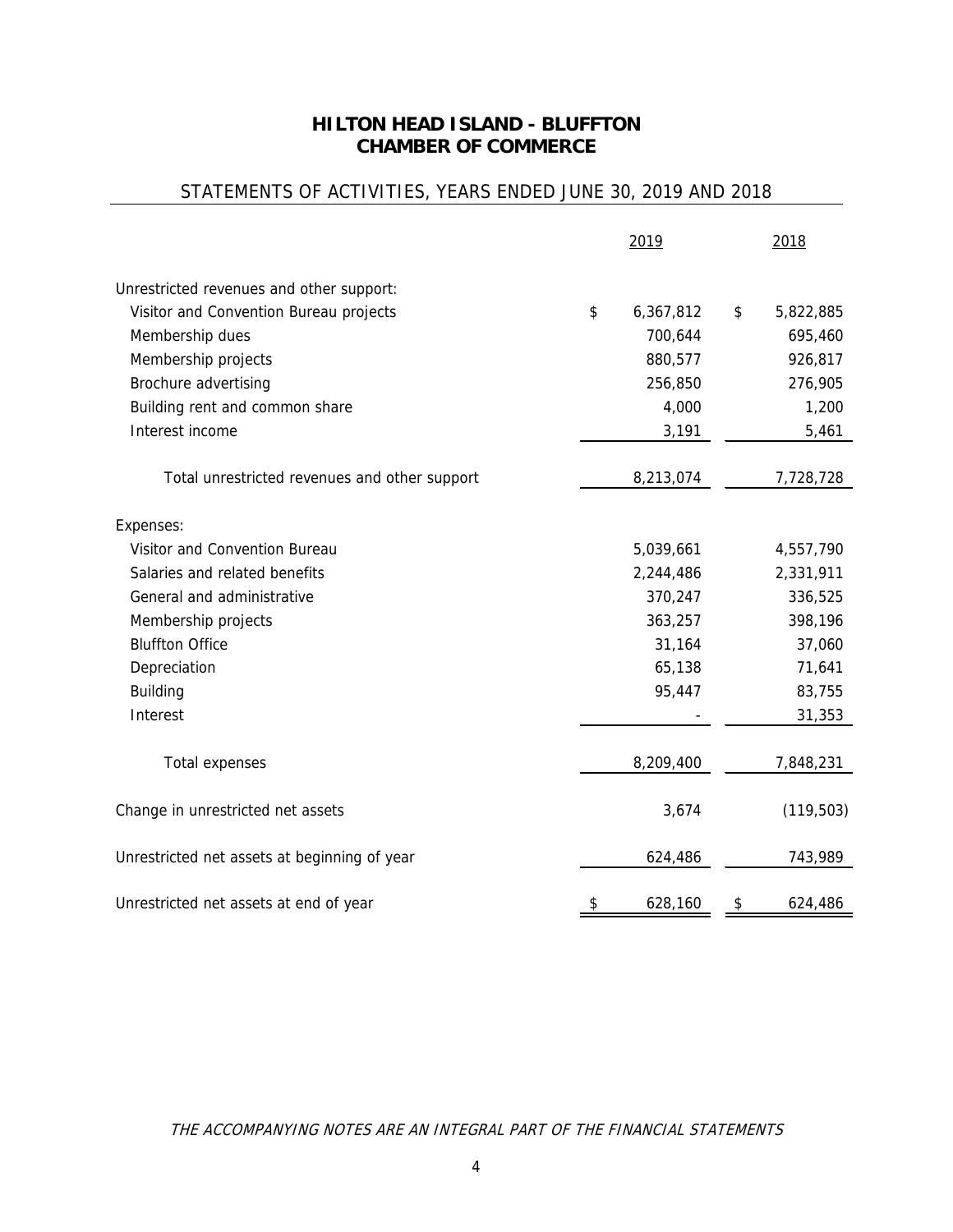# HILTON HEAD ISLAND - BLUFFTON CHAMBER OF COMMERCE

## STATEMENTS OF ACTIVITIES, YEARS ENDED JUNE 30, 2019 AND 2018

| | 2019 | 2018 |
|---|---|---|
| Unrestricted revenues and other support: | | |
| Visitor and Convention Bureau projects | $ 6,367,812 | $ 5,822,885 |
| Membership dues | 700,644 | 695,460 |
| Membership projects | 880,577 | 926,817 |
| Brochure advertising | 256,850 | 276,905 |
| Building rent and common share | 4,000 | 1,200 |
| Interest income | 3,191 | 5,461 |
| Total unrestricted revenues and other support | 8,213,074 | 7,728,728 |
| Expenses: | | |
| Visitor and Convention Bureau | 5,039,661 | 4,557,790 |
| Salaries and related benefits | 2,244,486 | 2,331,911 |
| General and administrative | 370,247 | 336,525 |
| Membership projects | 363,257 | 398,196 |
| Bluffton Office | 31,164 | 37,060 |
| Depreciation | 65,138 | 71,641 |
| Building | 95,447 | 83,755 |
| Interest | - | 31,353 |
| Total expenses | 8,209,400 | 7,848,231 |
| Change in unrestricted net assets | 3,674 | (119,503) |
| Unrestricted net assets at beginning of year | 624,486 | 743,989 |
| Unrestricted net assets at end of year | $ 628,160 | $ 624,486 |

*THE ACCOMPANYING NOTES ARE AN INTEGRAL PART OF THE FINANCIAL STATEMENTS*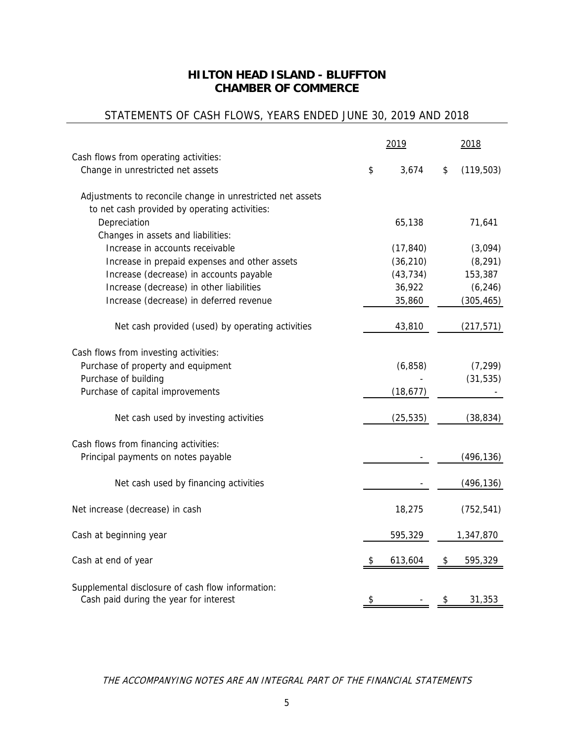# HILTON HEAD ISLAND - BLUFFTON CHAMBER OF COMMERCE

## STATEMENTS OF CASH FLOWS, YEARS ENDED JUNE 30, 2019 AND 2018

| | 2019 | 2018 |
|---|---|---|
| Cash flows from operating activities: | | |
| Change in unrestricted net assets | $ 3,674 | $ (119,503) |
| Adjustments to reconcile change in unrestricted net assets to net cash provided by operating activities: | | |
| Depreciation | 65,138 | 71,641 |
| Changes in assets and liabilities: | | |
| Increase in accounts receivable | (17,840) | (3,094) |
| Increase in prepaid expenses and other assets | (36,210) | (8,291) |
| Increase (decrease) in accounts payable | (43,734) | 153,387 |
| Increase (decrease) in other liabilities | 36,922 | (6,246) |
| Increase (decrease) in deferred revenue | 35,860 | (305,465) |
| Net cash provided (used) by operating activities | 43,810 | (217,571) |
| Cash flows from investing activities: | | |
| Purchase of property and equipment | (6,858) | (7,299) |
| Purchase of building | - | (31,535) |
| Purchase of capital improvements | (18,677) | - |
| Net cash used by investing activities | (25,535) | (38,834) |
| Cash flows from financing activities: | | |
| Principal payments on notes payable | - | (496,136) |
| Net cash used by financing activities | - | (496,136) |
| Net increase (decrease) in cash | 18,275 | (752,541) |
| Cash at beginning year | 595,329 | 1,347,870 |
| Cash at end of year | $ 613,604 | $ 595,329 |
| Supplemental disclosure of cash flow information: | | |
| Cash paid during the year for interest | $ - | $ 31,353 |

*THE ACCOMPANYING NOTES ARE AN INTEGRAL PART OF THE FINANCIAL STATEMENTS*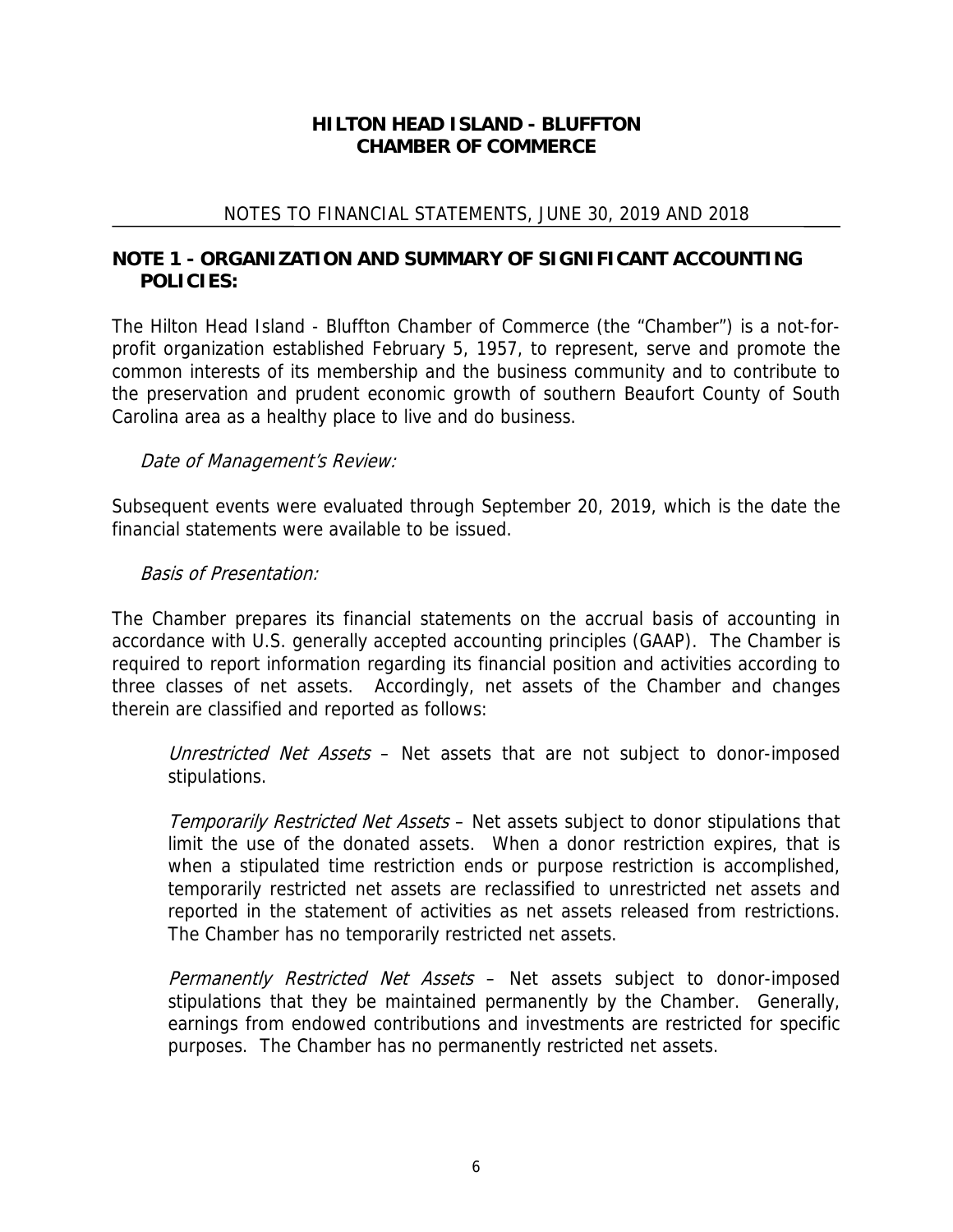# HILTON HEAD ISLAND - BLUFFTON CHAMBER OF COMMERCE

NOTES TO FINANCIAL STATEMENTS, JUNE 30, 2019 AND 2018

## NOTE 1 - ORGANIZATION AND SUMMARY OF SIGNIFICANT ACCOUNTING POLICIES:

The Hilton Head Island - Bluffton Chamber of Commerce (the "Chamber") is a not-for-profit organization established February 5, 1957, to represent, serve and promote the common interests of its membership and the business community and to contribute to the preservation and prudent economic growth of southern Beaufort County of South Carolina area as a healthy place to live and do business.

*Date of Management's Review:*

Subsequent events were evaluated through September 20, 2019, which is the date the financial statements were available to be issued.

*Basis of Presentation:*

The Chamber prepares its financial statements on the accrual basis of accounting in accordance with U.S. generally accepted accounting principles (GAAP). The Chamber is required to report information regarding its financial position and activities according to three classes of net assets. Accordingly, net assets of the Chamber and changes therein are classified and reported as follows:

*Unrestricted Net Assets* – Net assets that are not subject to donor-imposed stipulations.

*Temporarily Restricted Net Assets* – Net assets subject to donor stipulations that limit the use of the donated assets. When a donor restriction expires, that is when a stipulated time restriction ends or purpose restriction is accomplished, temporarily restricted net assets are reclassified to unrestricted net assets and reported in the statement of activities as net assets released from restrictions. The Chamber has no temporarily restricted net assets.

*Permanently Restricted Net Assets* – Net assets subject to donor-imposed stipulations that they be maintained permanently by the Chamber. Generally, earnings from endowed contributions and investments are restricted for specific purposes. The Chamber has no permanently restricted net assets.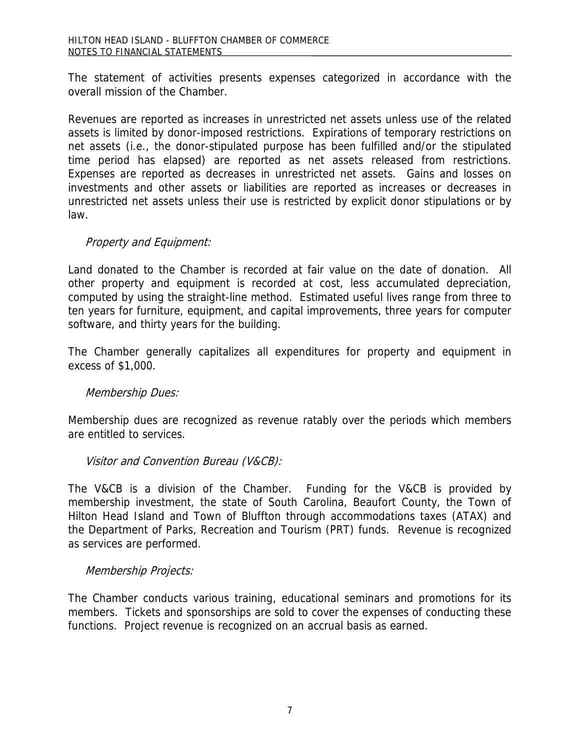The statement of activities presents expenses categorized in accordance with the overall mission of the Chamber.

Revenues are reported as increases in unrestricted net assets unless use of the related assets is limited by donor-imposed restrictions. Expirations of temporary restrictions on net assets (i.e., the donor-stipulated purpose has been fulfilled and/or the stipulated time period has elapsed) are reported as net assets released from restrictions. Expenses are reported as decreases in unrestricted net assets. Gains and losses on investments and other assets or liabilities are reported as increases or decreases in unrestricted net assets unless their use is restricted by explicit donor stipulations or by law.

*Property and Equipment:*

Land donated to the Chamber is recorded at fair value on the date of donation. All other property and equipment is recorded at cost, less accumulated depreciation, computed by using the straight-line method. Estimated useful lives range from three to ten years for furniture, equipment, and capital improvements, three years for computer software, and thirty years for the building.

The Chamber generally capitalizes all expenditures for property and equipment in excess of $1,000.

*Membership Dues:*

Membership dues are recognized as revenue ratably over the periods which members are entitled to services.

*Visitor and Convention Bureau (V&CB):*

The V&CB is a division of the Chamber. Funding for the V&CB is provided by membership investment, the state of South Carolina, Beaufort County, the Town of Hilton Head Island and Town of Bluffton through accommodations taxes (ATAX) and the Department of Parks, Recreation and Tourism (PRT) funds. Revenue is recognized as services are performed.

*Membership Projects:*

The Chamber conducts various training, educational seminars and promotions for its members. Tickets and sponsorships are sold to cover the expenses of conducting these functions. Project revenue is recognized on an accrual basis as earned.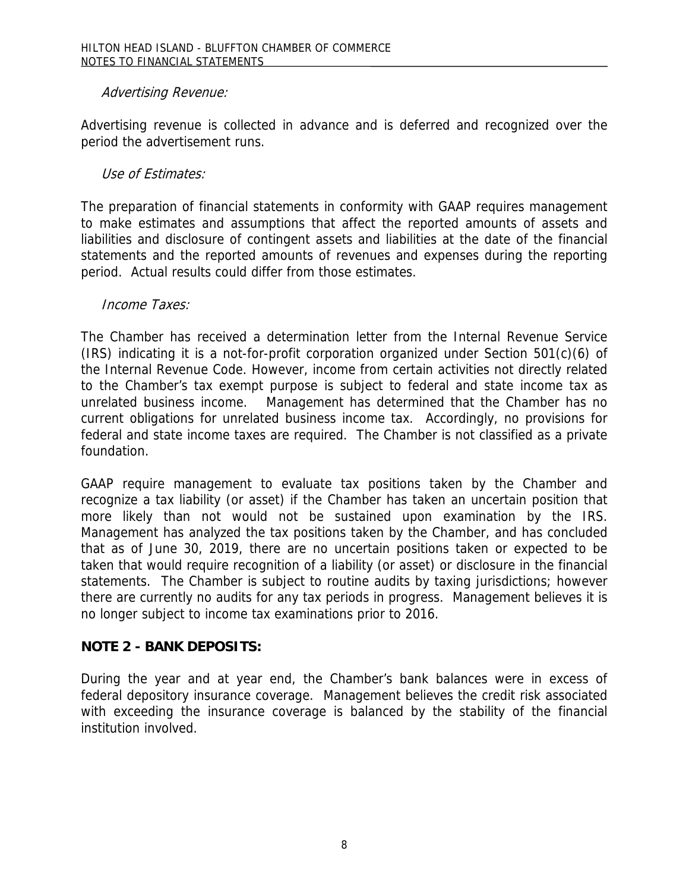*Advertising Revenue:*

Advertising revenue is collected in advance and is deferred and recognized over the period the advertisement runs.

*Use of Estimates:*

The preparation of financial statements in conformity with GAAP requires management to make estimates and assumptions that affect the reported amounts of assets and liabilities and disclosure of contingent assets and liabilities at the date of the financial statements and the reported amounts of revenues and expenses during the reporting period. Actual results could differ from those estimates.

*Income Taxes:*

The Chamber has received a determination letter from the Internal Revenue Service (IRS) indicating it is a not-for-profit corporation organized under Section 501(c)(6) of the Internal Revenue Code. However, income from certain activities not directly related to the Chamber's tax exempt purpose is subject to federal and state income tax as unrelated business income. Management has determined that the Chamber has no current obligations for unrelated business income tax. Accordingly, no provisions for federal and state income taxes are required. The Chamber is not classified as a private foundation.

GAAP require management to evaluate tax positions taken by the Chamber and recognize a tax liability (or asset) if the Chamber has taken an uncertain position that more likely than not would not be sustained upon examination by the IRS. Management has analyzed the tax positions taken by the Chamber, and has concluded that as of June 30, 2019, there are no uncertain positions taken or expected to be taken that would require recognition of a liability (or asset) or disclosure in the financial statements. The Chamber is subject to routine audits by taxing jurisdictions; however there are currently no audits for any tax periods in progress. Management believes it is no longer subject to income tax examinations prior to 2016.

## NOTE 2 - BANK DEPOSITS:

During the year and at year end, the Chamber's bank balances were in excess of federal depository insurance coverage. Management believes the credit risk associated with exceeding the insurance coverage is balanced by the stability of the financial institution involved.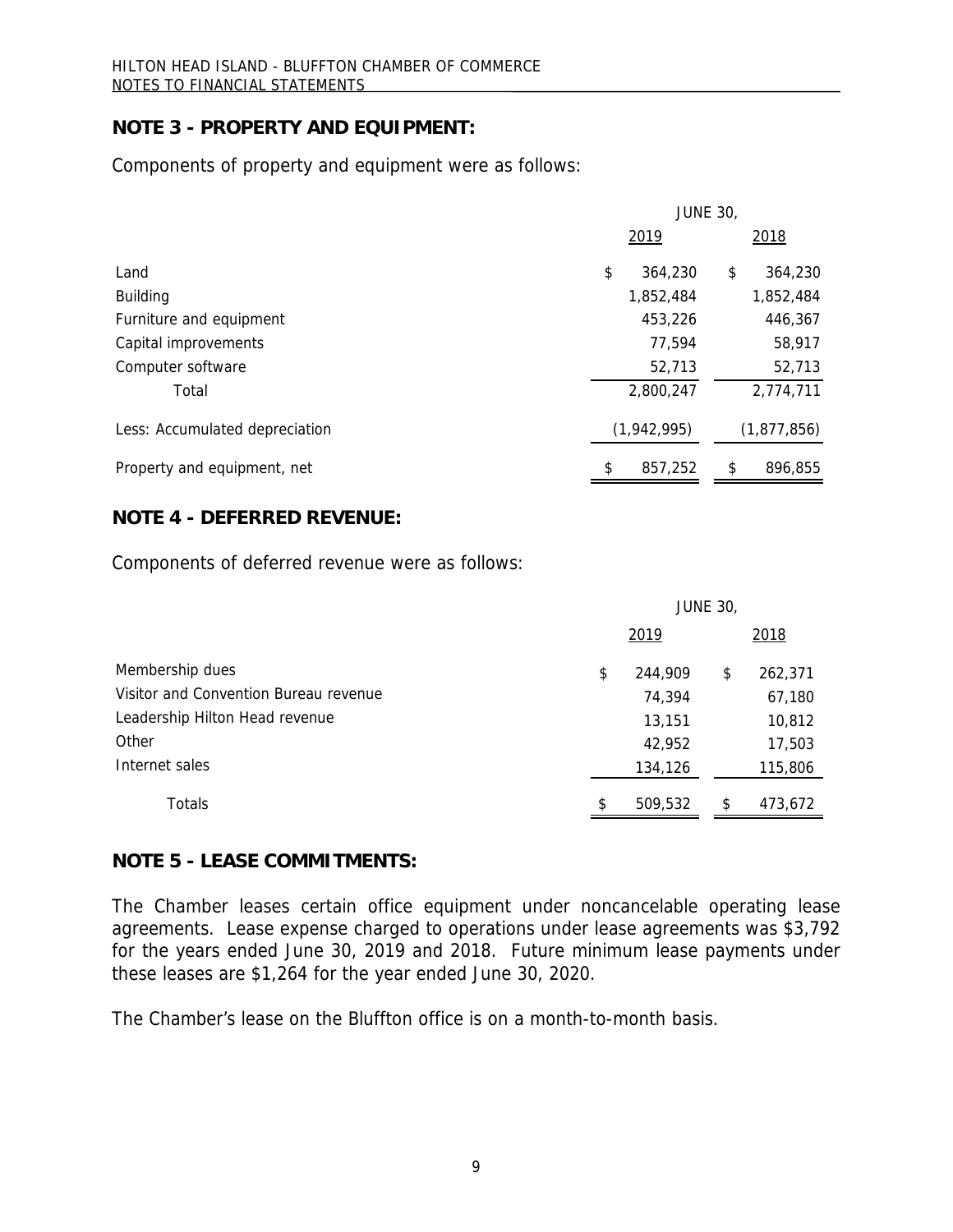## NOTE 3 - PROPERTY AND EQUIPMENT:

Components of property and equipment were as follows:

| | JUNE 30, | |
|---|---|---|
| | 2019 | 2018 |
| Land | $ 364,230 | $ 364,230 |
| Building | 1,852,484 | 1,852,484 |
| Furniture and equipment | 453,226 | 446,367 |
| Capital improvements | 77,594 | 58,917 |
| Computer software | 52,713 | 52,713 |
| Total | 2,800,247 | 2,774,711 |
| Less: Accumulated depreciation | (1,942,995) | (1,877,856) |
| Property and equipment, net | $ 857,252 | $ 896,855 |

## NOTE 4 - DEFERRED REVENUE:

Components of deferred revenue were as follows:

| | JUNE 30, | |
|---|---|---|
| | 2019 | 2018 |
| Membership dues | $ 244,909 | $ 262,371 |
| Visitor and Convention Bureau revenue | 74,394 | 67,180 |
| Leadership Hilton Head revenue | 13,151 | 10,812 |
| Other | 42,952 | 17,503 |
| Internet sales | 134,126 | 115,806 |
| Totals | $ 509,532 | $ 473,672 |

## NOTE 5 - LEASE COMMITMENTS:

The Chamber leases certain office equipment under noncancelable operating lease agreements. Lease expense charged to operations under lease agreements was $3,792 for the years ended June 30, 2019 and 2018. Future minimum lease payments under these leases are $1,264 for the year ended June 30, 2020.

The Chamber's lease on the Bluffton office is on a month-to-month basis.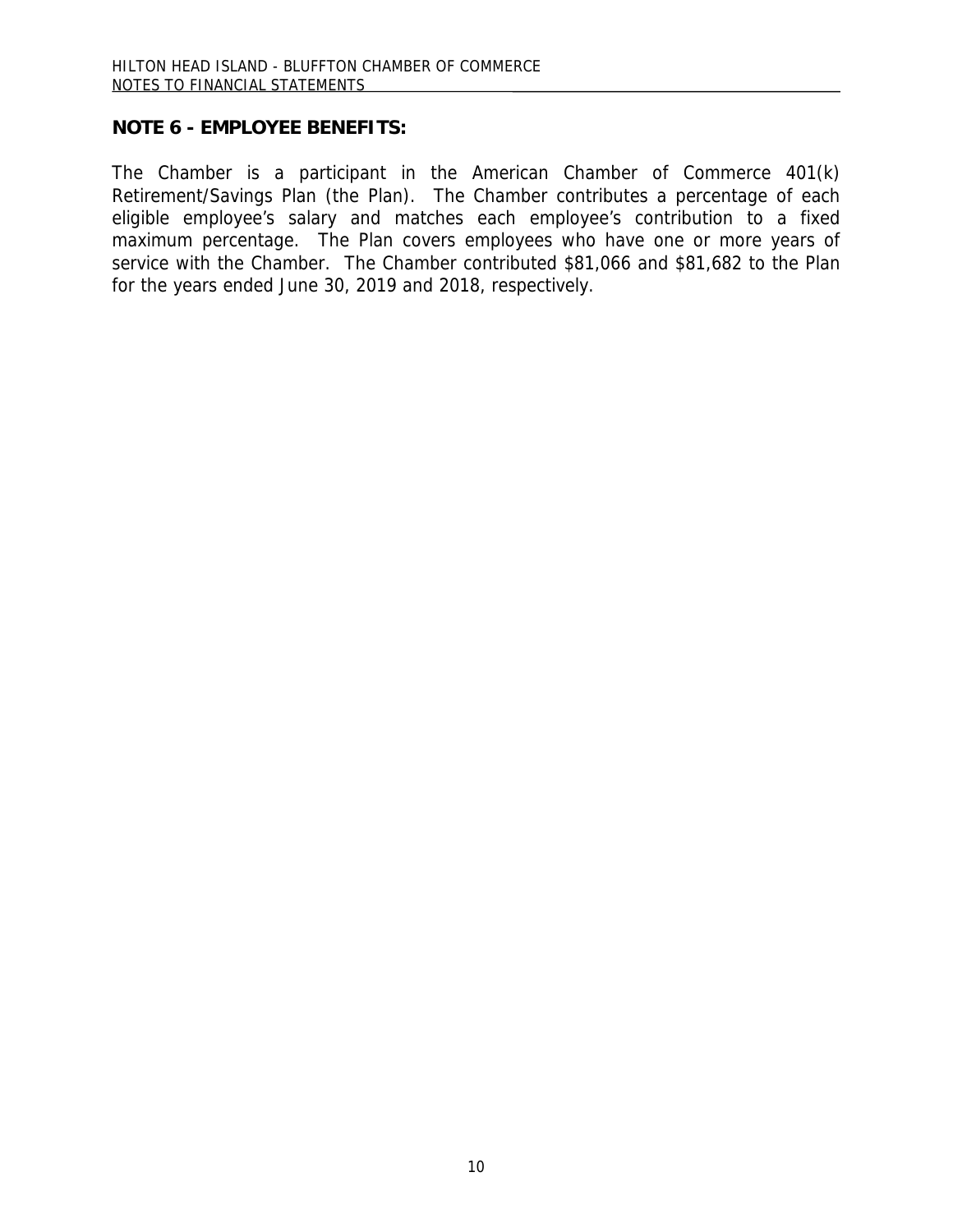## NOTE 6 - EMPLOYEE BENEFITS:

The Chamber is a participant in the American Chamber of Commerce 401(k) Retirement/Savings Plan (the Plan). The Chamber contributes a percentage of each eligible employee's salary and matches each employee's contribution to a fixed maximum percentage. The Plan covers employees who have one or more years of service with the Chamber. The Chamber contributed $81,066 and $81,682 to the Plan for the years ended June 30, 2019 and 2018, respectively.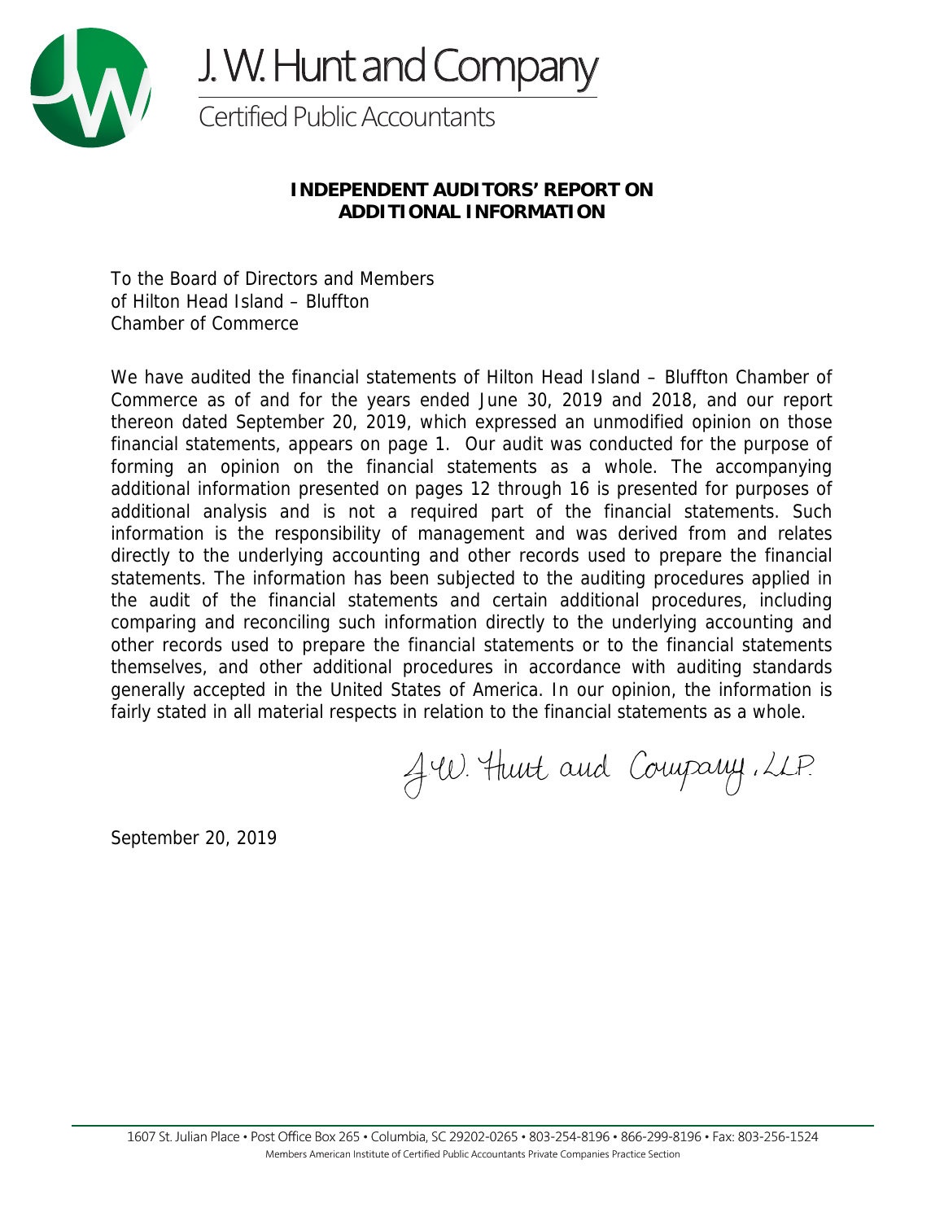J. W. Hunt and Company

Certified Public Accountants

# INDEPENDENT AUDITORS' REPORT ON ADDITIONAL INFORMATION

To the Board of Directors and Members
of Hilton Head Island – Bluffton
Chamber of Commerce

We have audited the financial statements of Hilton Head Island – Bluffton Chamber of Commerce as of and for the years ended June 30, 2019 and 2018, and our report thereon dated September 20, 2019, which expressed an unmodified opinion on those financial statements, appears on page 1. Our audit was conducted for the purpose of forming an opinion on the financial statements as a whole. The accompanying additional information presented on pages 12 through 16 is presented for purposes of additional analysis and is not a required part of the financial statements. Such information is the responsibility of management and was derived from and relates directly to the underlying accounting and other records used to prepare the financial statements. The information has been subjected to the auditing procedures applied in the audit of the financial statements and certain additional procedures, including comparing and reconciling such information directly to the underlying accounting and other records used to prepare the financial statements or to the financial statements themselves, and other additional procedures in accordance with auditing standards generally accepted in the United States of America. In our opinion, the information is fairly stated in all material respects in relation to the financial statements as a whole.

J.W. Hunt and Company, LLP

September 20, 2019

1607 St. Julian Place • Post Office Box 265 • Columbia, SC 29202-0265 • 803-254-8196 • 866-299-8196 • Fax: 803-256-1524
Members American Institute of Certified Public Accountants Private Companies Practice Section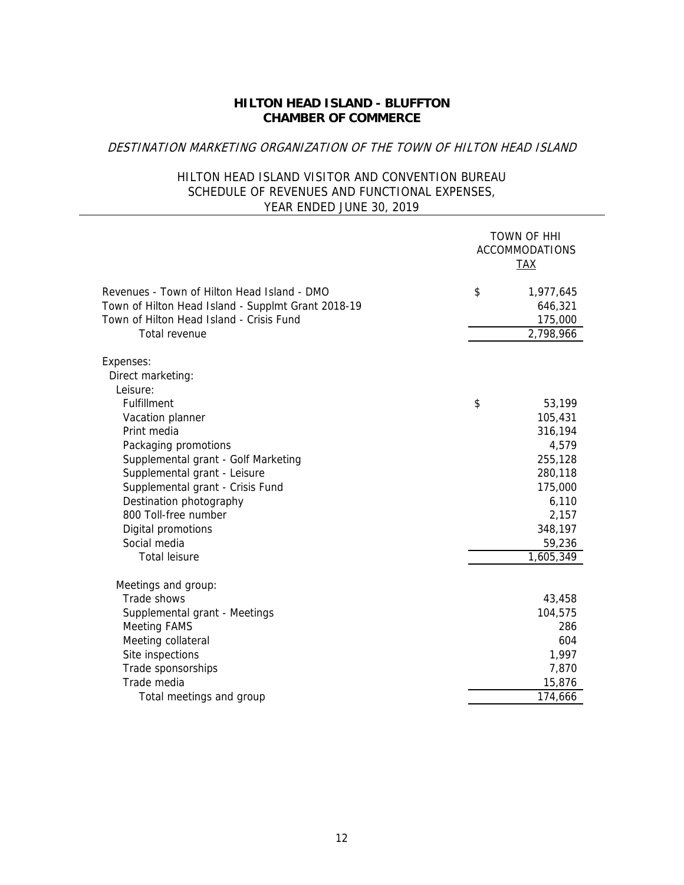# HILTON HEAD ISLAND - BLUFFTON CHAMBER OF COMMERCE

*DESTINATION MARKETING ORGANIZATION OF THE TOWN OF HILTON HEAD ISLAND*

## HILTON HEAD ISLAND VISITOR AND CONVENTION BUREAU SCHEDULE OF REVENUES AND FUNCTIONAL EXPENSES, YEAR ENDED JUNE 30, 2019

| | TOWN OF HHI ACCOMMODATIONS TAX |
|---|---|
| Revenues - Town of Hilton Head Island - DMO | $ 1,977,645 |
| Town of Hilton Head Island - Supplmt Grant 2018-19 | 646,321 |
| Town of Hilton Head Island - Crisis Fund | 175,000 |
| Total revenue | 2,798,966 |
| | |
| Expenses: | |
| Direct marketing: | |
| Leisure: | |
| Fulfillment | $ 53,199 |
| Vacation planner | 105,431 |
| Print media | 316,194 |
| Packaging promotions | 4,579 |
| Supplemental grant - Golf Marketing | 255,128 |
| Supplemental grant - Leisure | 280,118 |
| Supplemental grant - Crisis Fund | 175,000 |
| Destination photography | 6,110 |
| 800 Toll-free number | 2,157 |
| Digital promotions | 348,197 |
| Social media | 59,236 |
| Total leisure | 1,605,349 |
| | |
| Meetings and group: | |
| Trade shows | 43,458 |
| Supplemental grant - Meetings | 104,575 |
| Meeting FAMS | 286 |
| Meeting collateral | 604 |
| Site inspections | 1,997 |
| Trade sponsorships | 7,870 |
| Trade media | 15,876 |
| Total meetings and group | 174,666 |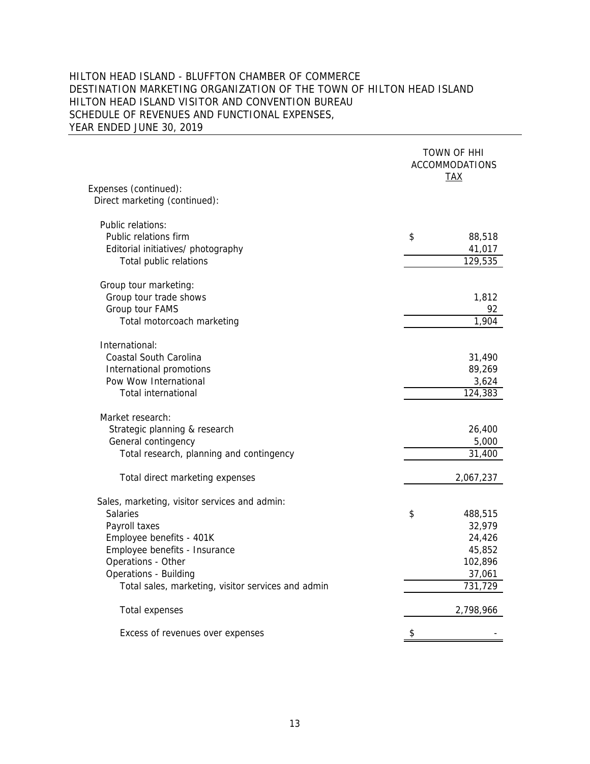HILTON HEAD ISLAND - BLUFFTON CHAMBER OF COMMERCE
DESTINATION MARKETING ORGANIZATION OF THE TOWN OF HILTON HEAD ISLAND
HILTON HEAD ISLAND VISITOR AND CONVENTION BUREAU
SCHEDULE OF REVENUES AND FUNCTIONAL EXPENSES,
YEAR ENDED JUNE 30, 2019

| | TOWN OF HHI ACCOMMODATIONS TAX |
|---|---|
| Expenses (continued): | |
| Direct marketing (continued): | |
| Public relations: | |
| Public relations firm | $ 88,518 |
| Editorial initiatives/ photography | 41,017 |
| Total public relations | 129,535 |
| Group tour marketing: | |
| Group tour trade shows | 1,812 |
| Group tour FAMS | 92 |
| Total motorcoach marketing | 1,904 |
| International: | |
| Coastal South Carolina | 31,490 |
| International promotions | 89,269 |
| Pow Wow International | 3,624 |
| Total international | 124,383 |
| Market research: | |
| Strategic planning & research | 26,400 |
| General contingency | 5,000 |
| Total research, planning and contingency | 31,400 |
| Total direct marketing expenses | 2,067,237 |
| Sales, marketing, visitor services and admin: | |
| Salaries | $ 488,515 |
| Payroll taxes | 32,979 |
| Employee benefits - 401K | 24,426 |
| Employee benefits - Insurance | 45,852 |
| Operations - Other | 102,896 |
| Operations - Building | 37,061 |
| Total sales, marketing, visitor services and admin | 731,729 |
| Total expenses | 2,798,966 |
| Excess of revenues over expenses | $ - |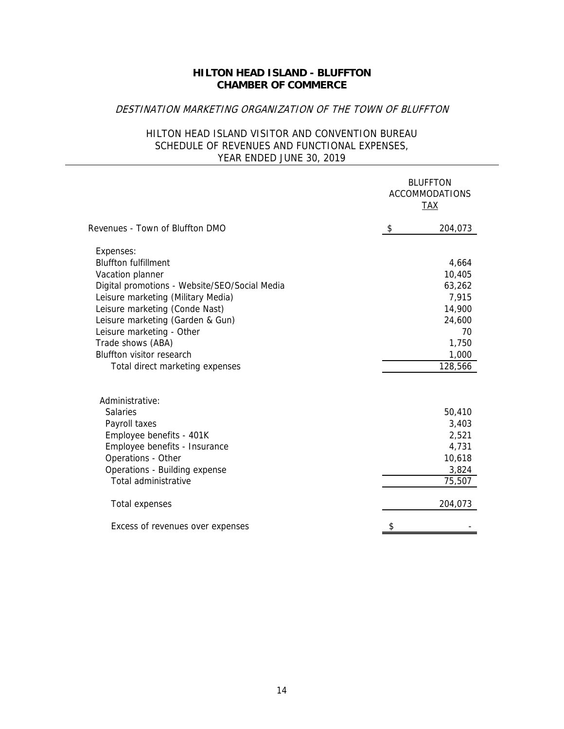# HILTON HEAD ISLAND - BLUFFTON
# CHAMBER OF COMMERCE

*DESTINATION MARKETING ORGANIZATION OF THE TOWN OF BLUFFTON*

HILTON HEAD ISLAND VISITOR AND CONVENTION BUREAU
SCHEDULE OF REVENUES AND FUNCTIONAL EXPENSES,
YEAR ENDED JUNE 30, 2019

| | BLUFFTON ACCOMMODATIONS TAX |
|---|---|
| Revenues - Town of Bluffton DMO | $ 204,073 |
| Expenses: | |
| Bluffton fulfillment | 4,664 |
| Vacation planner | 10,405 |
| Digital promotions - Website/SEO/Social Media | 63,262 |
| Leisure marketing (Military Media) | 7,915 |
| Leisure marketing (Conde Nast) | 14,900 |
| Leisure marketing (Garden & Gun) | 24,600 |
| Leisure marketing - Other | 70 |
| Trade shows (ABA) | 1,750 |
| Bluffton visitor research | 1,000 |
| Total direct marketing expenses | 128,566 |
| Administrative: | |
| Salaries | 50,410 |
| Payroll taxes | 3,403 |
| Employee benefits - 401K | 2,521 |
| Employee benefits - Insurance | 4,731 |
| Operations - Other | 10,618 |
| Operations - Building expense | 3,824 |
| Total administrative | 75,507 |
| Total expenses | 204,073 |
| Excess of revenues over expenses | $ - |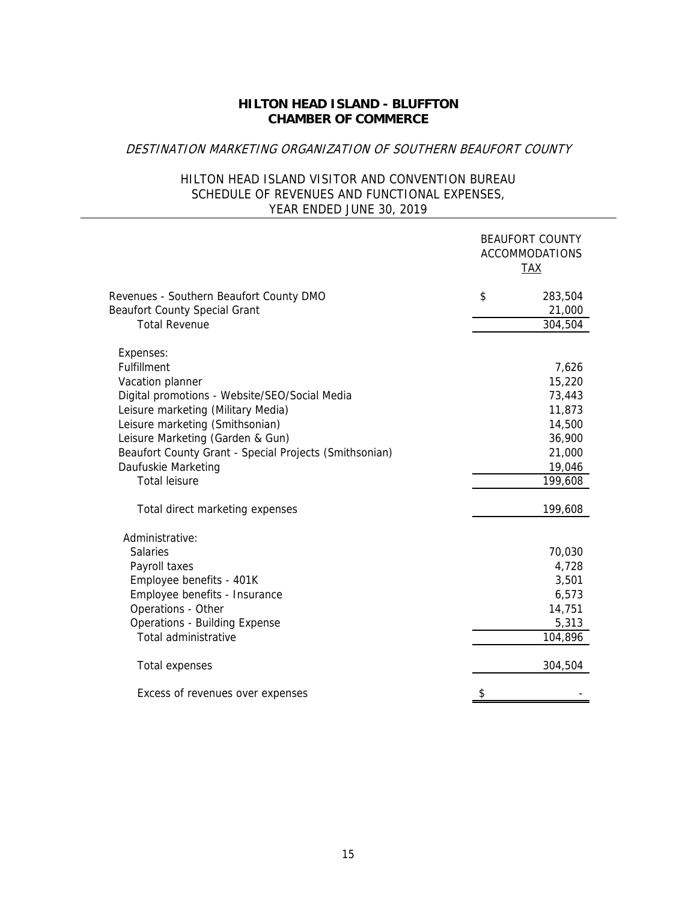# HILTON HEAD ISLAND - BLUFFTON CHAMBER OF COMMERCE

*DESTINATION MARKETING ORGANIZATION OF SOUTHERN BEAUFORT COUNTY*

HILTON HEAD ISLAND VISITOR AND CONVENTION BUREAU
SCHEDULE OF REVENUES AND FUNCTIONAL EXPENSES,
YEAR ENDED JUNE 30, 2019

| | BEAUFORT COUNTY ACCOMMODATIONS TAX |
|---|---|
| Revenues - Southern Beaufort County DMO | $ 283,504 |
| Beaufort County Special Grant | 21,000 |
| Total Revenue | 304,504 |
| Expenses: | |
| Fulfillment | 7,626 |
| Vacation planner | 15,220 |
| Digital promotions - Website/SEO/Social Media | 73,443 |
| Leisure marketing (Military Media) | 11,873 |
| Leisure marketing (Smithsonian) | 14,500 |
| Leisure Marketing (Garden & Gun) | 36,900 |
| Beaufort County Grant - Special Projects (Smithsonian) | 21,000 |
| Daufuskie Marketing | 19,046 |
| Total leisure | 199,608 |
| Total direct marketing expenses | 199,608 |
| Administrative: | |
| Salaries | 70,030 |
| Payroll taxes | 4,728 |
| Employee benefits - 401K | 3,501 |
| Employee benefits - Insurance | 6,573 |
| Operations - Other | 14,751 |
| Operations - Building Expense | 5,313 |
| Total administrative | 104,896 |
| Total expenses | 304,504 |
| Excess of revenues over expenses | $ - |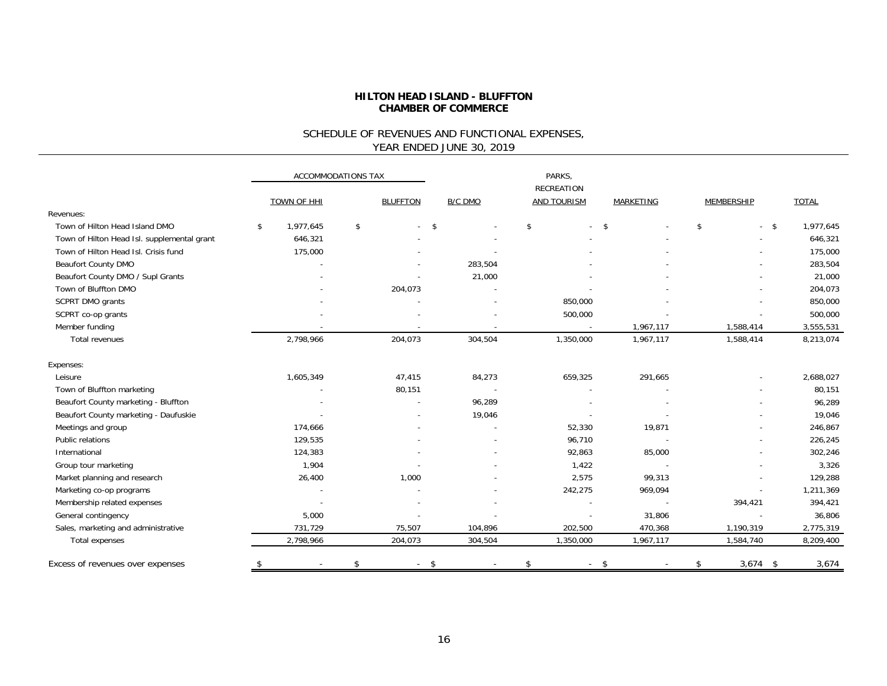# HILTON HEAD ISLAND - BLUFFTON
# CHAMBER OF COMMERCE

## SCHEDULE OF REVENUES AND FUNCTIONAL EXPENSES, YEAR ENDED JUNE 30, 2019

| | ACCOMMODATIONS TAX | | | PARKS, RECREATION | | | |
|---|---|---|---|---|---|---|---|
| | TOWN OF HHI | BLUFFTON | B/C DMO | AND TOURISM | MARKETING | MEMBERSHIP | TOTAL |
| Revenues: | | | | | | | |
| Town of Hilton Head Island DMO | $ 1,977,645 | $ - | $ - | $ - | $ - | $ - | $ 1,977,645 |
| Town of Hilton Head Isl. supplemental grant | 646,321 | - | - | - | - | - | 646,321 |
| Town of Hilton Head Isl. Crisis fund | 175,000 | - | - | - | - | - | 175,000 |
| Beaufort County DMO | - | - | 283,504 | - | - | - | 283,504 |
| Beaufort County DMO / Supl Grants | - | - | 21,000 | - | - | - | 21,000 |
| Town of Bluffton DMO | - | 204,073 | - | - | - | - | 204,073 |
| SCPRT DMO grants | - | - | - | 850,000 | - | - | 850,000 |
| SCPRT co-op grants | - | - | - | 500,000 | - | - | 500,000 |
| Member funding | - | - | - | - | 1,967,117 | 1,588,414 | 3,555,531 |
| Total revenues | 2,798,966 | 204,073 | 304,504 | 1,350,000 | 1,967,117 | 1,588,414 | 8,213,074 |
| Expenses: | | | | | | | |
| Leisure | 1,605,349 | 47,415 | 84,273 | 659,325 | 291,665 | - | 2,688,027 |
| Town of Bluffton marketing | - | 80,151 | - | - | - | - | 80,151 |
| Beaufort County marketing - Bluffton | - | - | 96,289 | - | - | - | 96,289 |
| Beaufort County marketing - Daufuskie | - | - | 19,046 | - | - | - | 19,046 |
| Meetings and group | 174,666 | - | - | 52,330 | 19,871 | - | 246,867 |
| Public relations | 129,535 | - | - | 96,710 | - | - | 226,245 |
| International | 124,383 | - | - | 92,863 | 85,000 | - | 302,246 |
| Group tour marketing | 1,904 | - | - | 1,422 | - | - | 3,326 |
| Market planning and research | 26,400 | 1,000 | - | 2,575 | 99,313 | - | 129,288 |
| Marketing co-op programs | - | - | - | 242,275 | 969,094 | - | 1,211,369 |
| Membership related expenses | - | - | - | - | - | 394,421 | 394,421 |
| General contingency | 5,000 | - | - | - | 31,806 | - | 36,806 |
| Sales, marketing and administrative | 731,729 | 75,507 | 104,896 | 202,500 | 470,368 | 1,190,319 | 2,775,319 |
| Total expenses | 2,798,966 | 204,073 | 304,504 | 1,350,000 | 1,967,117 | 1,584,740 | 8,209,400 |
| Excess of revenues over expenses | $ - | $ - | $ - | $ - | $ - | $ 3,674 | $ 3,674 |